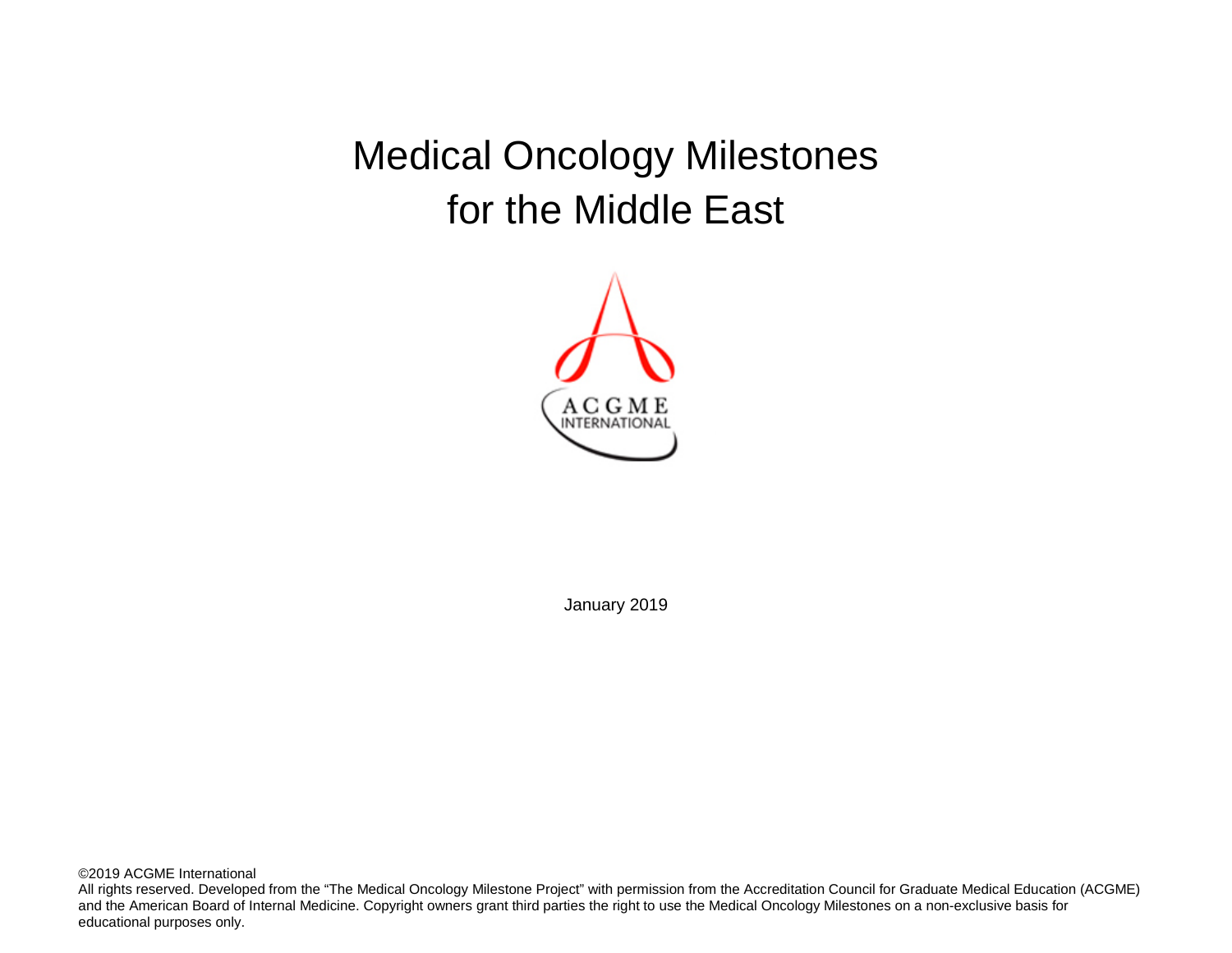# Medical Oncology Milestones for the Middle East

January 2019

©2019 ACGME International
All rights reserved. Developed from the "The Medical Oncology Milestone Project" with permission from the Accreditation Council for Graduate Medical Education (ACGME) and the American Board of Internal Medicine. Copyright owners grant third parties the right to use the Medical Oncology Milestones on a non-exclusive basis for educational purposes only.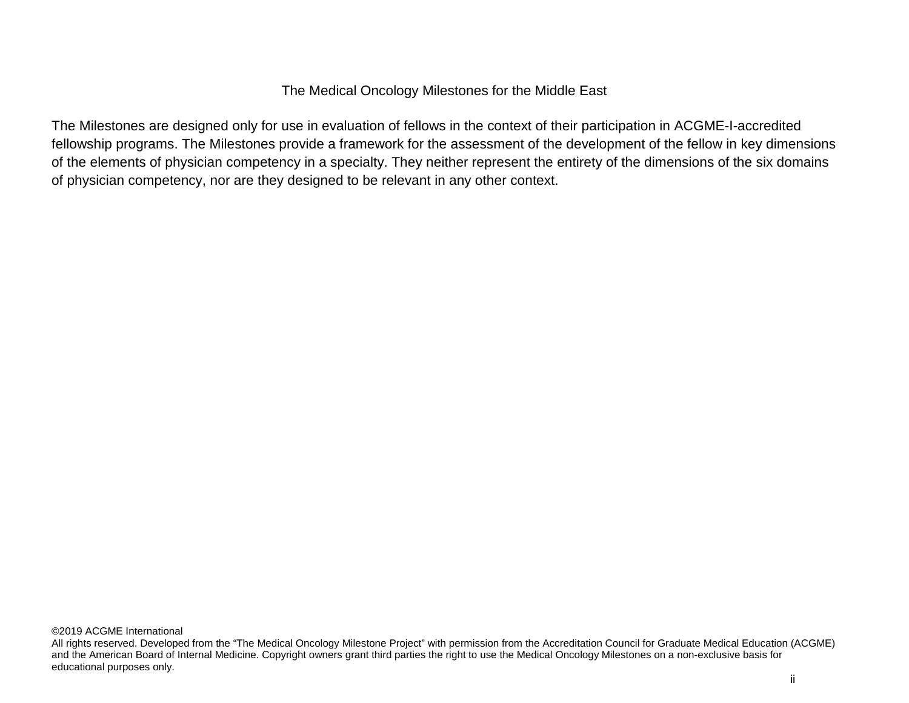# The Medical Oncology Milestones for the Middle East

The Milestones are designed only for use in evaluation of fellows in the context of their participation in ACGME-I-accredited fellowship programs. The Milestones provide a framework for the assessment of the development of the fellow in key dimensions of the elements of physician competency in a specialty. They neither represent the entirety of the dimensions of the six domains of physician competency, nor are they designed to be relevant in any other context.

©2019 ACGME International
All rights reserved. Developed from the “The Medical Oncology Milestone Project” with permission from the Accreditation Council for Graduate Medical Education (ACGME) and the American Board of Internal Medicine. Copyright owners grant third parties the right to use the Medical Oncology Milestones on a non-exclusive basis for educational purposes only.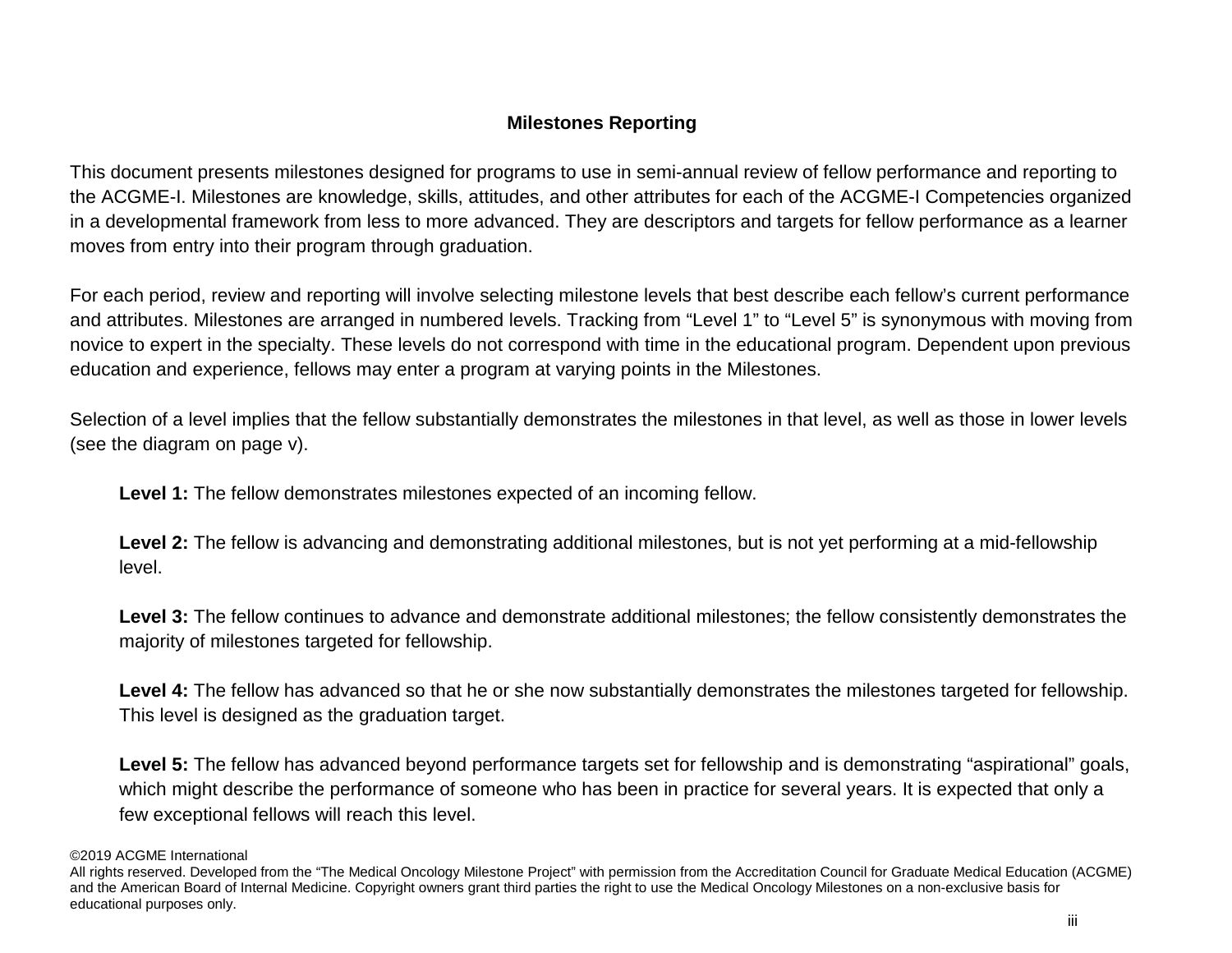## Milestones Reporting

This document presents milestones designed for programs to use in semi-annual review of fellow performance and reporting to the ACGME-I. Milestones are knowledge, skills, attitudes, and other attributes for each of the ACGME-I Competencies organized in a developmental framework from less to more advanced. They are descriptors and targets for fellow performance as a learner moves from entry into their program through graduation.

For each period, review and reporting will involve selecting milestone levels that best describe each fellow's current performance and attributes. Milestones are arranged in numbered levels. Tracking from "Level 1" to "Level 5" is synonymous with moving from novice to expert in the specialty. These levels do not correspond with time in the educational program. Dependent upon previous education and experience, fellows may enter a program at varying points in the Milestones.

Selection of a level implies that the fellow substantially demonstrates the milestones in that level, as well as those in lower levels (see the diagram on page v).

**Level 1:** The fellow demonstrates milestones expected of an incoming fellow.

**Level 2:** The fellow is advancing and demonstrating additional milestones, but is not yet performing at a mid-fellowship level.

**Level 3:** The fellow continues to advance and demonstrate additional milestones; the fellow consistently demonstrates the majority of milestones targeted for fellowship.

**Level 4:** The fellow has advanced so that he or she now substantially demonstrates the milestones targeted for fellowship. This level is designed as the graduation target.

**Level 5:** The fellow has advanced beyond performance targets set for fellowship and is demonstrating "aspirational" goals, which might describe the performance of someone who has been in practice for several years. It is expected that only a few exceptional fellows will reach this level.

©2019 ACGME International
All rights reserved. Developed from the "The Medical Oncology Milestone Project" with permission from the Accreditation Council for Graduate Medical Education (ACGME) and the American Board of Internal Medicine. Copyright owners grant third parties the right to use the Medical Oncology Milestones on a non-exclusive basis for educational purposes only.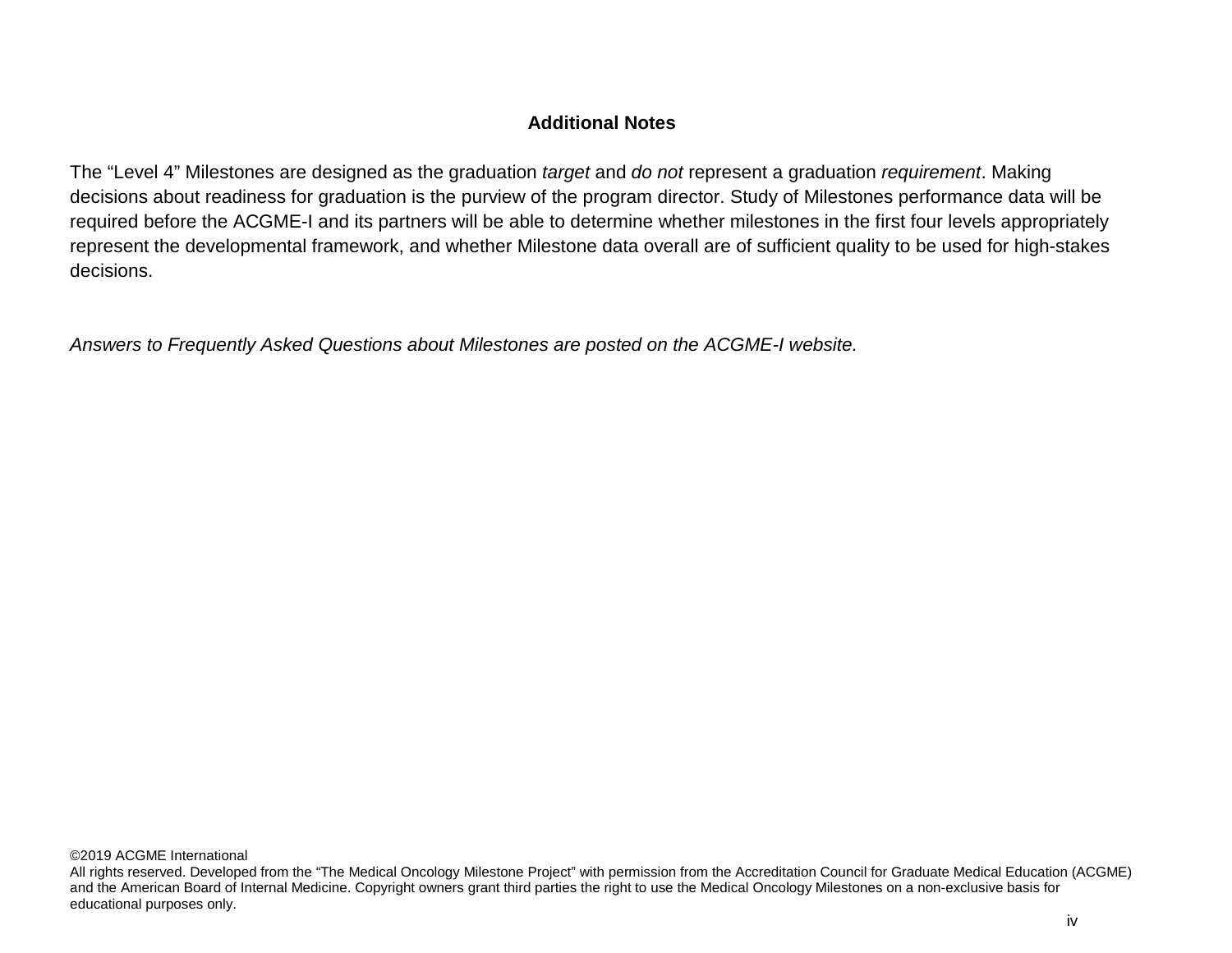## Additional Notes

The “Level 4” Milestones are designed as the graduation *target* and *do not* represent a graduation *requirement*. Making decisions about readiness for graduation is the purview of the program director. Study of Milestones performance data will be required before the ACGME-I and its partners will be able to determine whether milestones in the first four levels appropriately represent the developmental framework, and whether Milestone data overall are of sufficient quality to be used for high-stakes decisions.

*Answers to Frequently Asked Questions about Milestones are posted on the ACGME-I website.*

©2019 ACGME International
All rights reserved. Developed from the “The Medical Oncology Milestone Project” with permission from the Accreditation Council for Graduate Medical Education (ACGME) and the American Board of Internal Medicine. Copyright owners grant third parties the right to use the Medical Oncology Milestones on a non-exclusive basis for educational purposes only.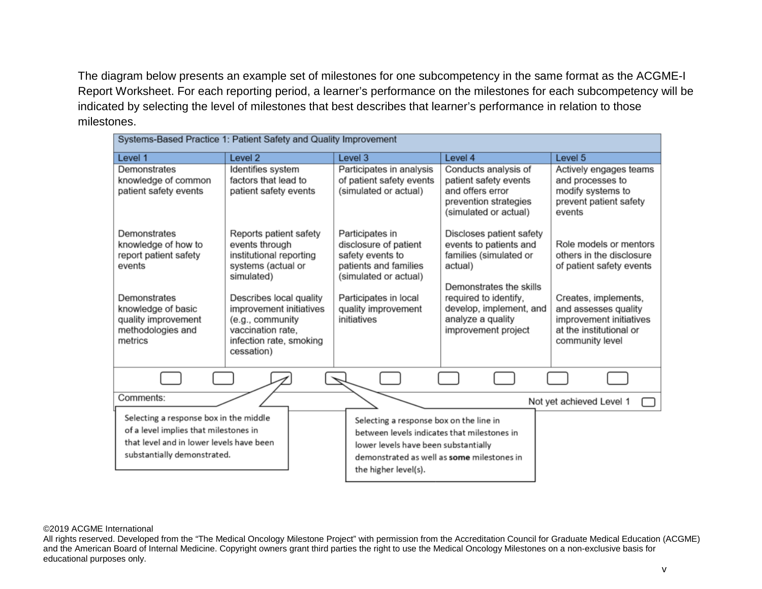The diagram below presents an example set of milestones for one subcompetency in the same format as the ACGME-I Report Worksheet. For each reporting period, a learner's performance on the milestones for each subcompetency will be indicated by selecting the level of milestones that best describes that learner's performance in relation to those milestones.

| Systems-Based Practice 1: Patient Safety and Quality Improvement | | | | |
|---|---|---|---|---|
| **Level 1** | **Level 2** | **Level 3** | **Level 4** | **Level 5** |
| Demonstrates knowledge of common patient safety events | Identifies system factors that lead to patient safety events | Participates in analysis of patient safety events (simulated or actual) | Conducts analysis of patient safety events and offers error prevention strategies (simulated or actual) | Actively engages teams and processes to modify systems to prevent patient safety events |
| Demonstrates knowledge of how to report patient safety events | Reports patient safety events through institutional reporting systems (actual or simulated) | Participates in disclosure of patient safety events to patients and families (simulated or actual) | Discloses patient safety events to patients and families (simulated or actual) | Role models or mentors others in the disclosure of patient safety events |
| Demonstrates knowledge of basic quality improvement methodologies and metrics | Describes local quality improvement initiatives (e.g., community vaccination rate, infection rate, smoking cessation) | Participates in local quality improvement initiatives | Demonstrates the skills required to identify, develop, implement, and analyze a quality improvement project | Creates, implements, and assesses quality improvement initiatives at the institutional or community level |

Comments:

Not yet achieved Level 1

Selecting a response box in the middle of a level implies that milestones in that level and in lower levels have been substantially demonstrated.

Selecting a response box on the line in between levels indicates that milestones in lower levels have been substantially demonstrated as well as **some** milestones in the higher level(s).

©2019 ACGME International

All rights reserved. Developed from the "The Medical Oncology Milestone Project" with permission from the Accreditation Council for Graduate Medical Education (ACGME) and the American Board of Internal Medicine. Copyright owners grant third parties the right to use the Medical Oncology Milestones on a non-exclusive basis for educational purposes only.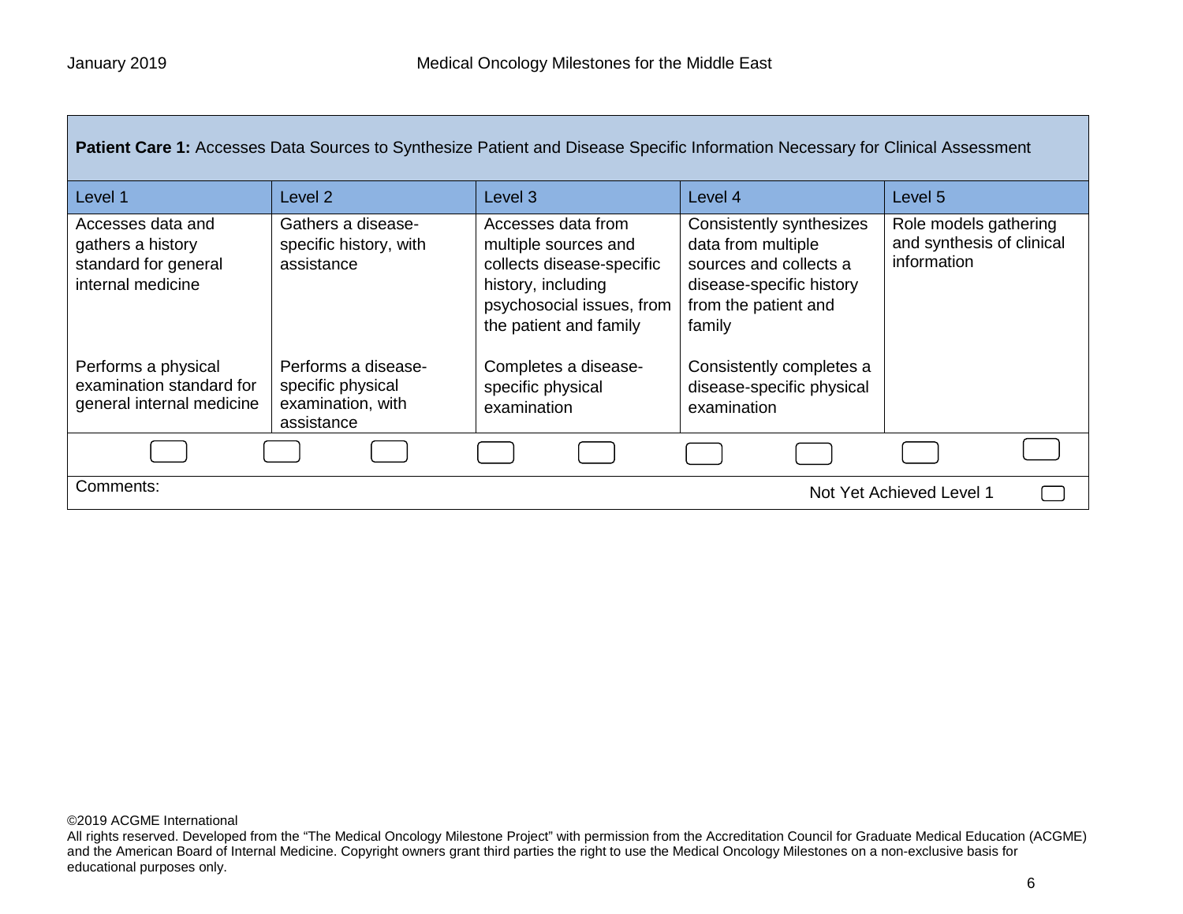**Patient Care 1:** Accesses Data Sources to Synthesize Patient and Disease Specific Information Necessary for Clinical Assessment

| Level 1 | Level 2 | Level 3 | Level 4 | Level 5 |
|---|---|---|---|---|
| Accesses data and gathers a history standard for general internal medicine | Gathers a disease-specific history, with assistance | Accesses data from multiple sources and collects disease-specific history, including psychosocial issues, from the patient and family | Consistently synthesizes data from multiple sources and collects a disease-specific history from the patient and family | Role models gathering and synthesis of clinical information |
| Performs a physical examination standard for general internal medicine | Performs a disease-specific physical examination, with assistance | Completes a disease-specific physical examination | Consistently completes a disease-specific physical examination | |

Comments:

Not Yet Achieved Level 1

©2019 ACGME International

All rights reserved. Developed from the "The Medical Oncology Milestone Project" with permission from the Accreditation Council for Graduate Medical Education (ACGME) and the American Board of Internal Medicine. Copyright owners grant third parties the right to use the Medical Oncology Milestones on a non-exclusive basis for educational purposes only.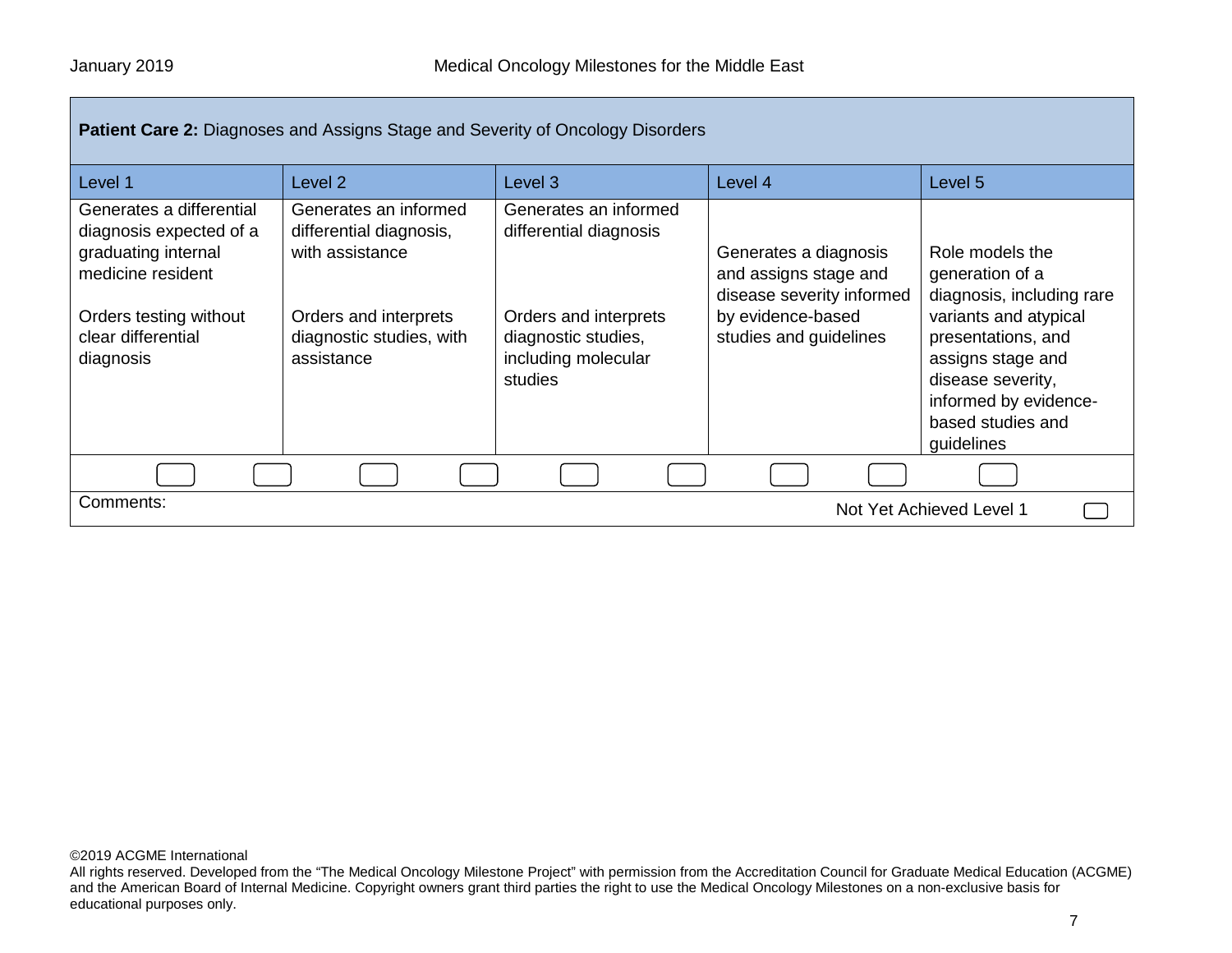**Patient Care 2:** Diagnoses and Assigns Stage and Severity of Oncology Disorders

| Level 1 | Level 2 | Level 3 | Level 4 | Level 5 |
|---|---|---|---|---|
| Generates a differential diagnosis expected of a graduating internal medicine resident<br><br>Orders testing without clear differential diagnosis | Generates an informed differential diagnosis, with assistance<br><br>Orders and interprets diagnostic studies, with assistance | Generates an informed differential diagnosis<br><br>Orders and interprets diagnostic studies, including molecular studies | Generates a diagnosis and assigns stage and disease severity informed by evidence-based studies and guidelines | Role models the generation of a diagnosis, including rare variants and atypical presentations, and assigns stage and disease severity, informed by evidence-based studies and guidelines |

Comments:

Not Yet Achieved Level 1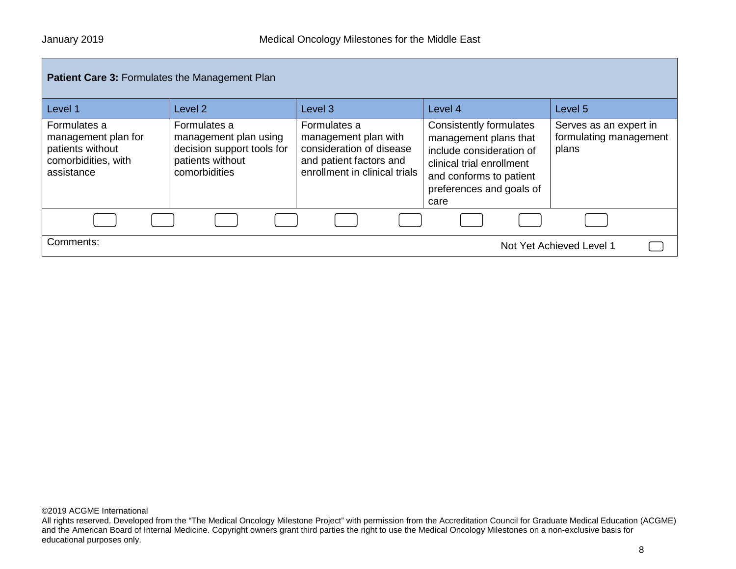**Patient Care 3:** Formulates the Management Plan

| Level 1 | Level 2 | Level 3 | Level 4 | Level 5 |
|---|---|---|---|---|
| Formulates a management plan for patients without comorbidities, with assistance | Formulates a management plan using decision support tools for patients without comorbidities | Formulates a management plan with consideration of disease and patient factors and enrollment in clinical trials | Consistently formulates management plans that include consideration of clinical trial enrollment and conforms to patient preferences and goals of care | Serves as an expert in formulating management plans |

Comments:

Not Yet Achieved Level 1

©2019 ACGME International
All rights reserved. Developed from the "The Medical Oncology Milestone Project" with permission from the Accreditation Council for Graduate Medical Education (ACGME) and the American Board of Internal Medicine. Copyright owners grant third parties the right to use the Medical Oncology Milestones on a non-exclusive basis for educational purposes only.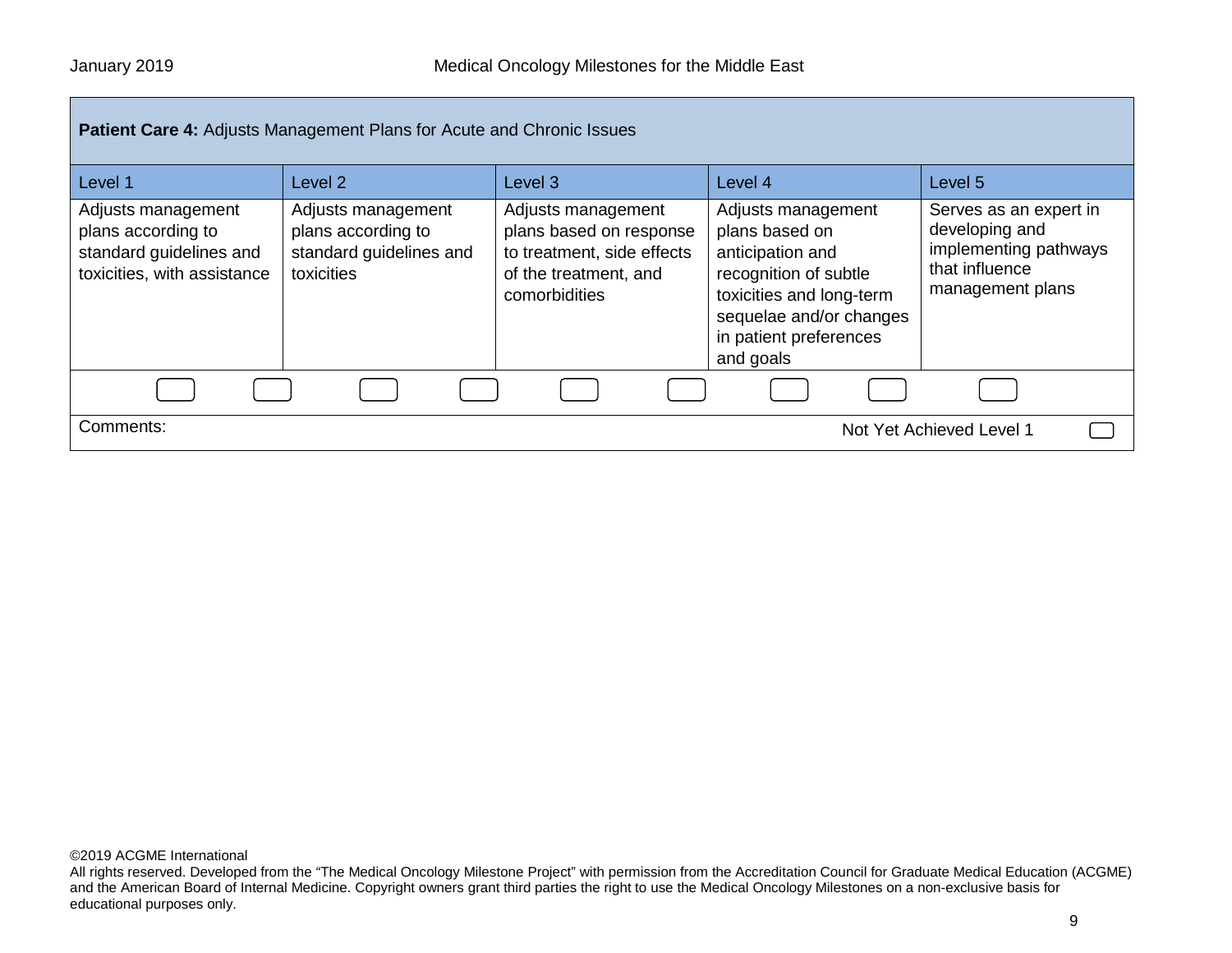| **Patient Care 4:** Adjusts Management Plans for Acute and Chronic Issues | | | | |
|---|---|---|---|---|
| Level 1 | Level 2 | Level 3 | Level 4 | Level 5 |
| Adjusts management plans according to standard guidelines and toxicities, with assistance | Adjusts management plans according to standard guidelines and toxicities | Adjusts management plans based on response to treatment, side effects of the treatment, and comorbidities | Adjusts management plans based on anticipation and recognition of subtle toxicities and long-term sequelae and/or changes in patient preferences and goals | Serves as an expert in developing and implementing pathways that influence management plans |

Comments: Not Yet Achieved Level 1

©2019 ACGME International
All rights reserved. Developed from the “The Medical Oncology Milestone Project” with permission from the Accreditation Council for Graduate Medical Education (ACGME) and the American Board of Internal Medicine. Copyright owners grant third parties the right to use the Medical Oncology Milestones on a non-exclusive basis for educational purposes only.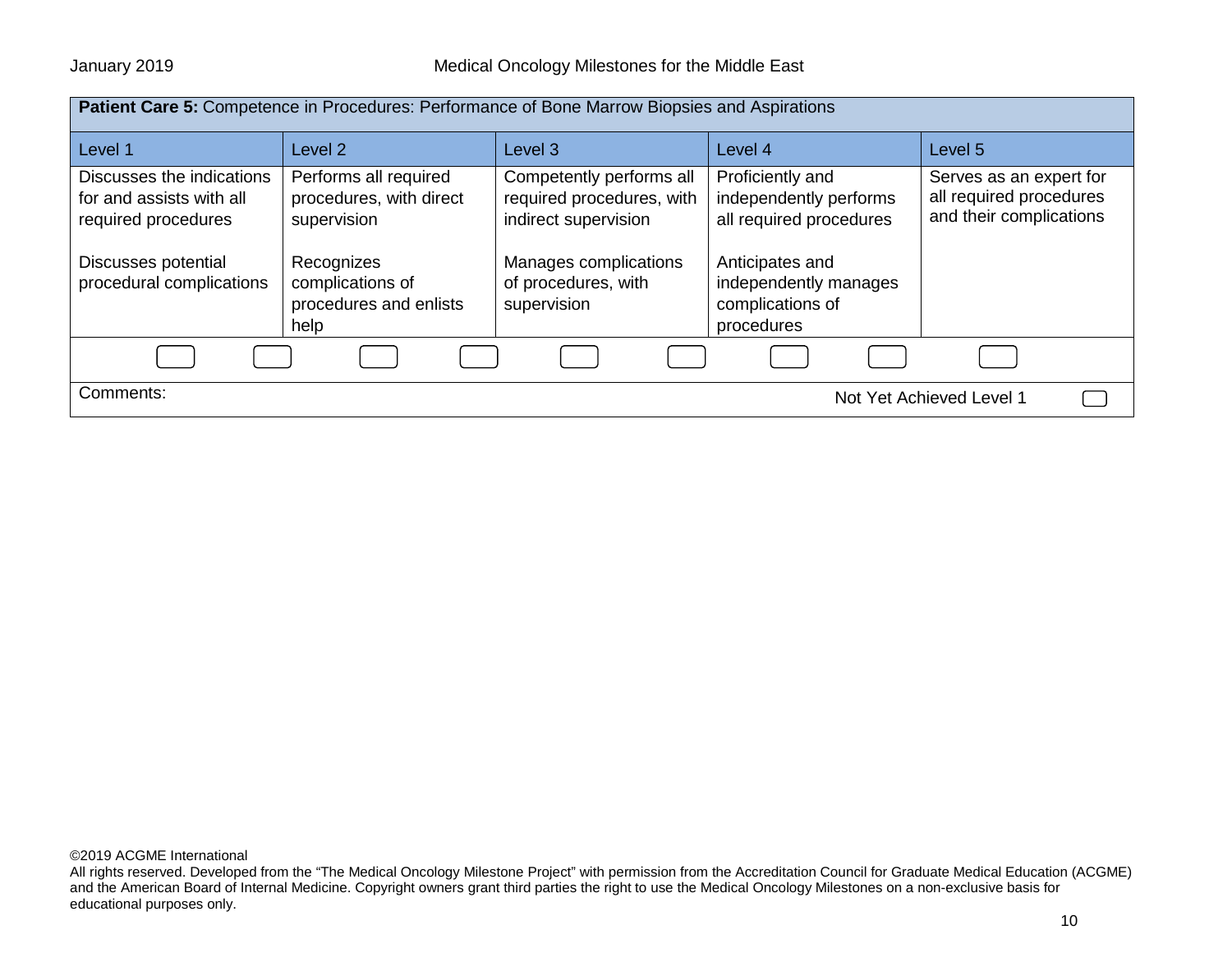| **Patient Care 5:** Competence in Procedures: Performance of Bone Marrow Biopsies and Aspirations | | | | |
|---|---|---|---|---|
| Level 1 | Level 2 | Level 3 | Level 4 | Level 5 |
| Discusses the indications for and assists with all required procedures<br><br>Discusses potential procedural complications | Performs all required procedures, with direct supervision<br><br>Recognizes complications of procedures and enlists help | Competently performs all required procedures, with indirect supervision<br><br>Manages complications of procedures, with supervision | Proficiently and independently performs all required procedures<br><br>Anticipates and independently manages complications of procedures | Serves as an expert for all required procedures and their complications |

Comments:

Not Yet Achieved Level 1

©2019 ACGME International
All rights reserved. Developed from the "The Medical Oncology Milestone Project" with permission from the Accreditation Council for Graduate Medical Education (ACGME) and the American Board of Internal Medicine. Copyright owners grant third parties the right to use the Medical Oncology Milestones on a non-exclusive basis for educational purposes only.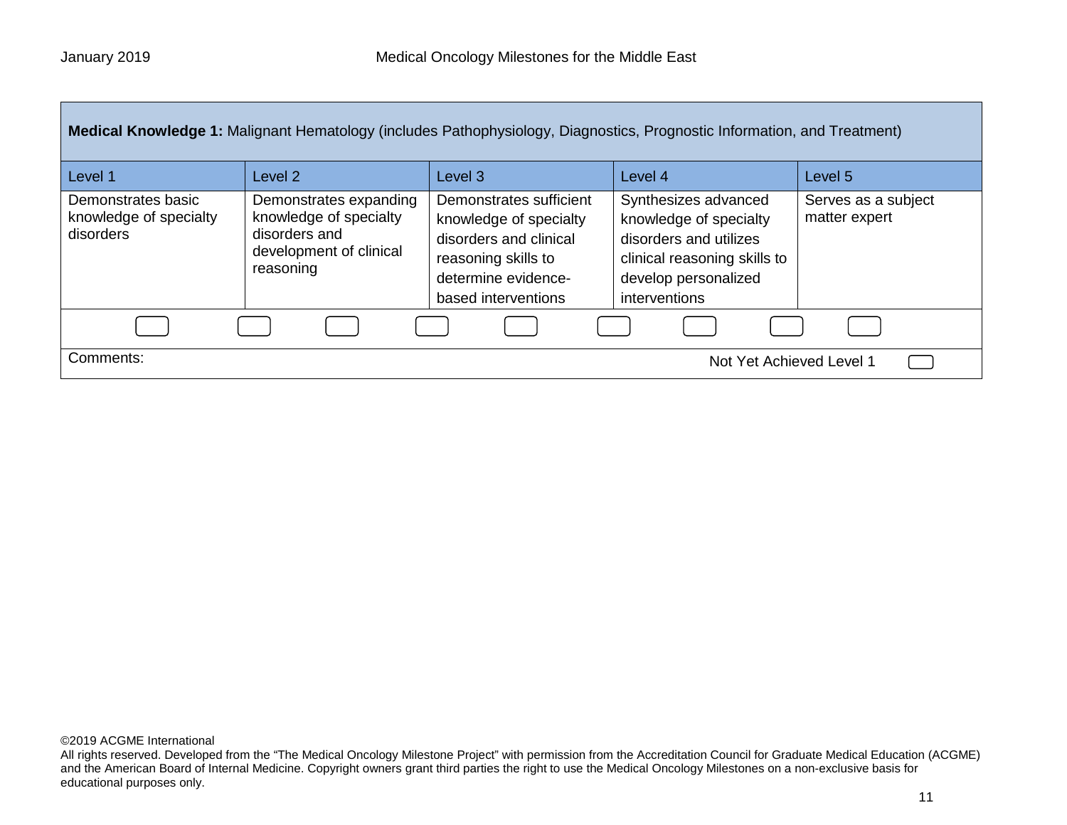**Medical Knowledge 1:** Malignant Hematology (includes Pathophysiology, Diagnostics, Prognostic Information, and Treatment)

| Level 1 | Level 2 | Level 3 | Level 4 | Level 5 |
|---|---|---|---|---|
| Demonstrates basic knowledge of specialty disorders | Demonstrates expanding knowledge of specialty disorders and development of clinical reasoning | Demonstrates sufficient knowledge of specialty disorders and clinical reasoning skills to determine evidence-based interventions | Synthesizes advanced knowledge of specialty disorders and utilizes clinical reasoning skills to develop personalized interventions | Serves as a subject matter expert |

Comments:

Not Yet Achieved Level 1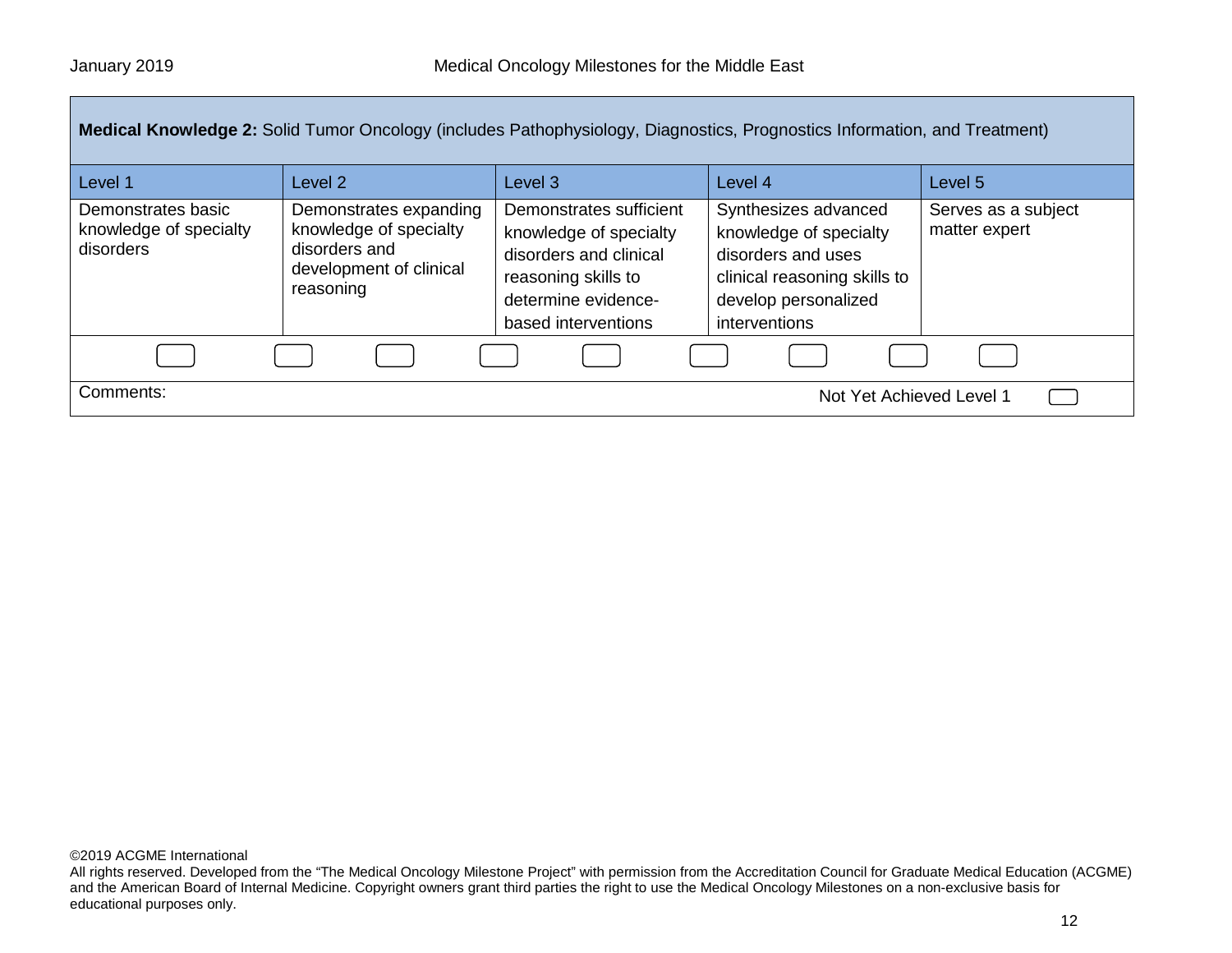**Medical Knowledge 2:** Solid Tumor Oncology (includes Pathophysiology, Diagnostics, Prognostics Information, and Treatment)

| Level 1 | Level 2 | Level 3 | Level 4 | Level 5 |
|---|---|---|---|---|
| Demonstrates basic knowledge of specialty disorders | Demonstrates expanding knowledge of specialty disorders and development of clinical reasoning | Demonstrates sufficient knowledge of specialty disorders and clinical reasoning skills to determine evidence-based interventions | Synthesizes advanced knowledge of specialty disorders and uses clinical reasoning skills to develop personalized interventions | Serves as a subject matter expert |

Comments:

Not Yet Achieved Level 1

©2019 ACGME International
All rights reserved. Developed from the "The Medical Oncology Milestone Project" with permission from the Accreditation Council for Graduate Medical Education (ACGME) and the American Board of Internal Medicine. Copyright owners grant third parties the right to use the Medical Oncology Milestones on a non-exclusive basis for educational purposes only.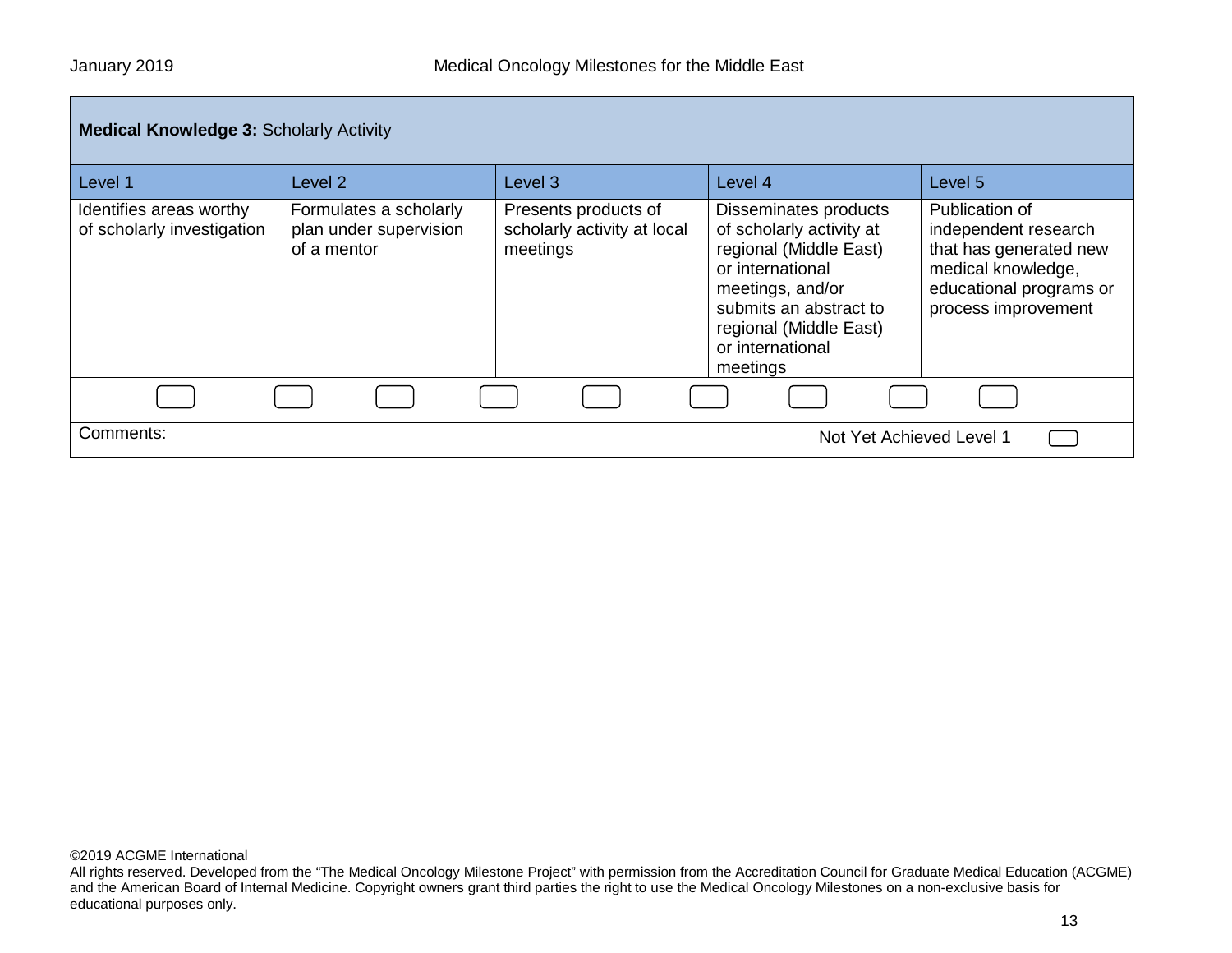| **Medical Knowledge 3:** Scholarly Activity | | | | |
|---|---|---|---|---|
| Level 1 | Level 2 | Level 3 | Level 4 | Level 5 |
| Identifies areas worthy of scholarly investigation | Formulates a scholarly plan under supervision of a mentor | Presents products of scholarly activity at local meetings | Disseminates products of scholarly activity at regional (Middle East) or international meetings, and/or submits an abstract to regional (Middle East) or international meetings | Publication of independent research that has generated new medical knowledge, educational programs or process improvement |

Comments: Not Yet Achieved Level 1

©2019 ACGME International

All rights reserved. Developed from the "The Medical Oncology Milestone Project" with permission from the Accreditation Council for Graduate Medical Education (ACGME) and the American Board of Internal Medicine. Copyright owners grant third parties the right to use the Medical Oncology Milestones on a non-exclusive basis for educational purposes only.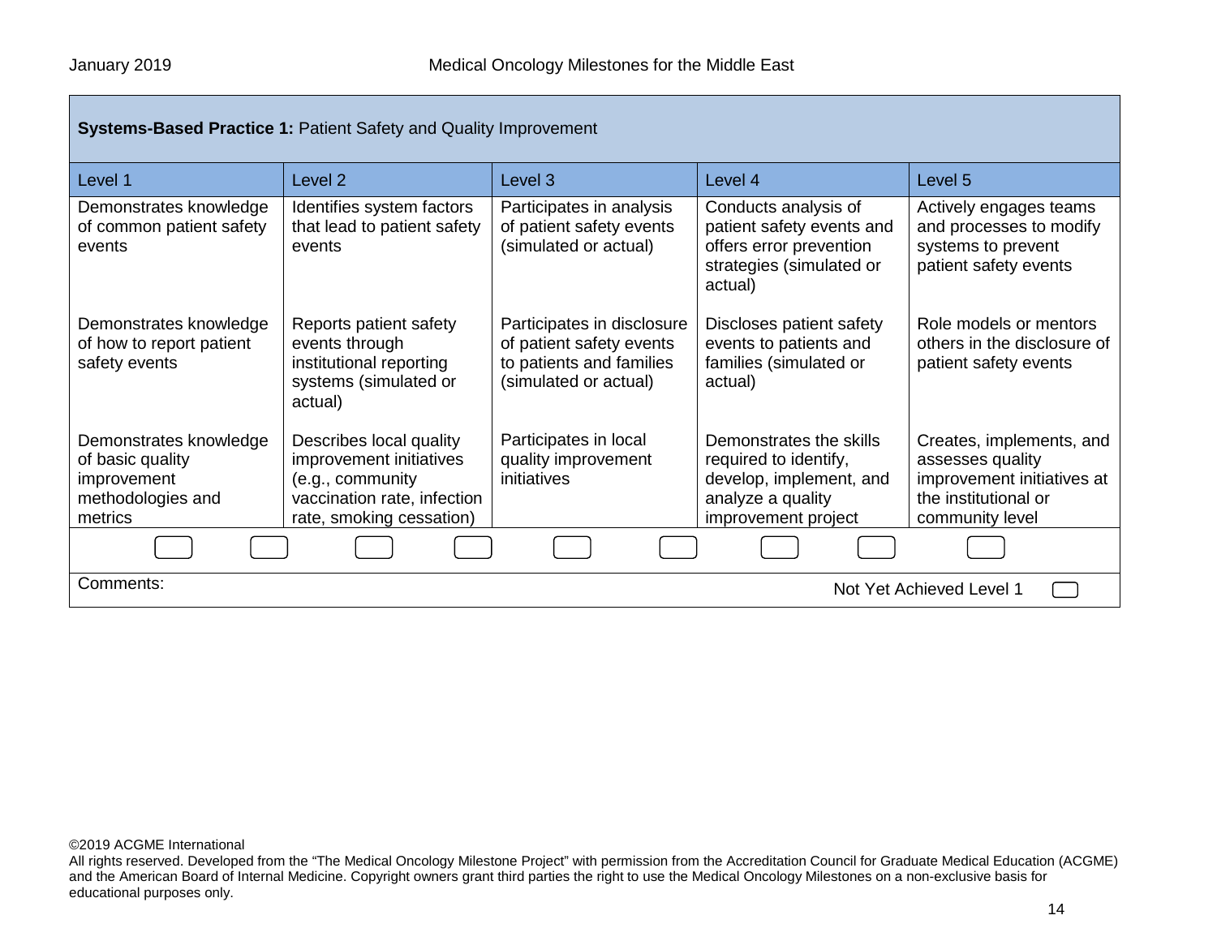| **Systems-Based Practice 1:** Patient Safety and Quality Improvement | | | | |
|---|---|---|---|---|
| Level 1 | Level 2 | Level 3 | Level 4 | Level 5 |
| Demonstrates knowledge of common patient safety events | Identifies system factors that lead to patient safety events | Participates in analysis of patient safety events (simulated or actual) | Conducts analysis of patient safety events and offers error prevention strategies (simulated or actual) | Actively engages teams and processes to modify systems to prevent patient safety events |
| Demonstrates knowledge of how to report patient safety events | Reports patient safety events through institutional reporting systems (simulated or actual) | Participates in disclosure of patient safety events to patients and families (simulated or actual) | Discloses patient safety events to patients and families (simulated or actual) | Role models or mentors others in the disclosure of patient safety events |
| Demonstrates knowledge of basic quality improvement methodologies and metrics | Describes local quality improvement initiatives (e.g., community vaccination rate, infection rate, smoking cessation) | Participates in local quality improvement initiatives | Demonstrates the skills required to identify, develop, implement, and analyze a quality improvement project | Creates, implements, and assesses quality improvement initiatives at the institutional or community level |

Comments:

Not Yet Achieved Level 1

©2019 ACGME International
All rights reserved. Developed from the "The Medical Oncology Milestone Project" with permission from the Accreditation Council for Graduate Medical Education (ACGME) and the American Board of Internal Medicine. Copyright owners grant third parties the right to use the Medical Oncology Milestones on a non-exclusive basis for educational purposes only.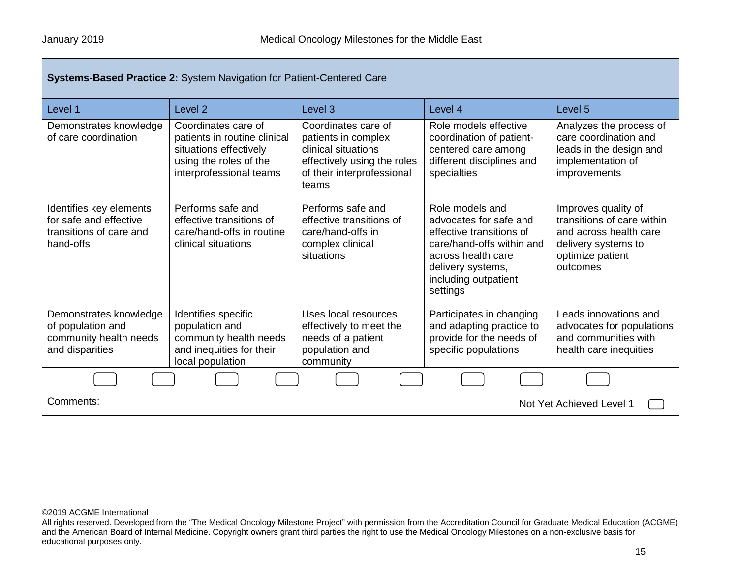**Systems-Based Practice 2:** System Navigation for Patient-Centered Care

| Level 1 | Level 2 | Level 3 | Level 4 | Level 5 |
|---|---|---|---|---|
| Demonstrates knowledge of care coordination | Coordinates care of patients in routine clinical situations effectively using the roles of the interprofessional teams | Coordinates care of patients in complex clinical situations effectively using the roles of their interprofessional teams | Role models effective coordination of patient-centered care among different disciplines and specialties | Analyzes the process of care coordination and leads in the design and implementation of improvements |
| Identifies key elements for safe and effective transitions of care and hand-offs | Performs safe and effective transitions of care/hand-offs in routine clinical situations | Performs safe and effective transitions of care/hand-offs in complex clinical situations | Role models and advocates for safe and effective transitions of care/hand-offs within and across health care delivery systems, including outpatient settings | Improves quality of transitions of care within and across health care delivery systems to optimize patient outcomes |
| Demonstrates knowledge of population and community health needs and disparities | Identifies specific population and community health needs and inequities for their local population | Uses local resources effectively to meet the needs of a patient population and community | Participates in changing and adapting practice to provide for the needs of specific populations | Leads innovations and advocates for populations and communities with health care inequities |

Comments:

Not Yet Achieved Level 1

©2019 ACGME International
All rights reserved. Developed from the "The Medical Oncology Milestone Project" with permission from the Accreditation Council for Graduate Medical Education (ACGME) and the American Board of Internal Medicine. Copyright owners grant third parties the right to use the Medical Oncology Milestones on a non-exclusive basis for educational purposes only.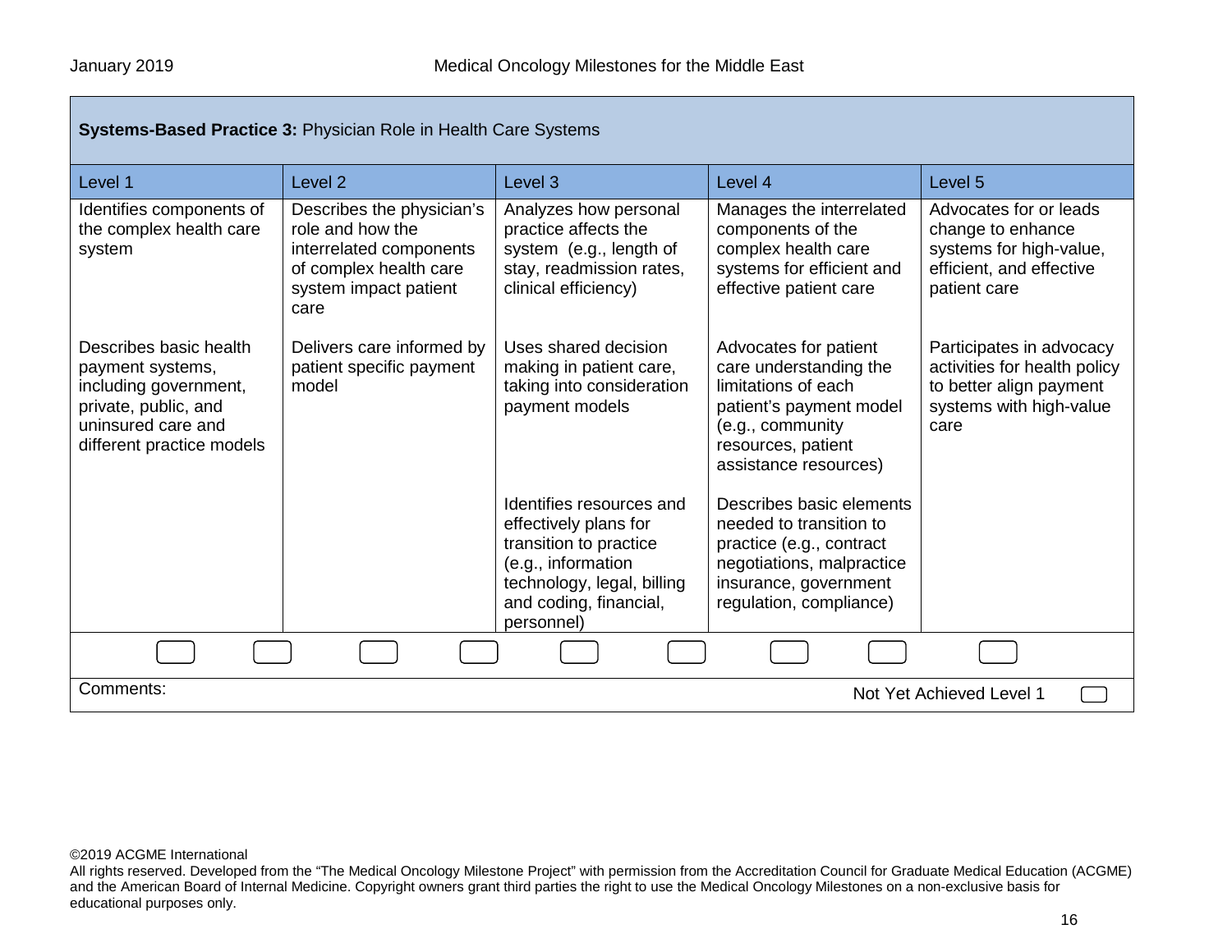**Systems-Based Practice 3:** Physician Role in Health Care Systems

| Level 1 | Level 2 | Level 3 | Level 4 | Level 5 |
|---|---|---|---|---|
| Identifies components of the complex health care system | Describes the physician's role and how the interrelated components of complex health care system impact patient care | Analyzes how personal practice affects the system (e.g., length of stay, readmission rates, clinical efficiency) | Manages the interrelated components of the complex health care systems for efficient and effective patient care | Advocates for or leads change to enhance systems for high-value, efficient, and effective patient care |
| Describes basic health payment systems, including government, private, public, and uninsured care and different practice models | Delivers care informed by patient specific payment model | Uses shared decision making in patient care, taking into consideration payment models | Advocates for patient care understanding the limitations of each patient's payment model (e.g., community resources, patient assistance resources) | Participates in advocacy activities for health policy to better align payment systems with high-value care |
| | | Identifies resources and effectively plans for transition to practice (e.g., information technology, legal, billing and coding, financial, personnel) | Describes basic elements needed to transition to practice (e.g., contract negotiations, malpractice insurance, government regulation, compliance) | |

Comments:

Not Yet Achieved Level 1

©2019 ACGME International
All rights reserved. Developed from the "The Medical Oncology Milestone Project" with permission from the Accreditation Council for Graduate Medical Education (ACGME) and the American Board of Internal Medicine. Copyright owners grant third parties the right to use the Medical Oncology Milestones on a non-exclusive basis for educational purposes only.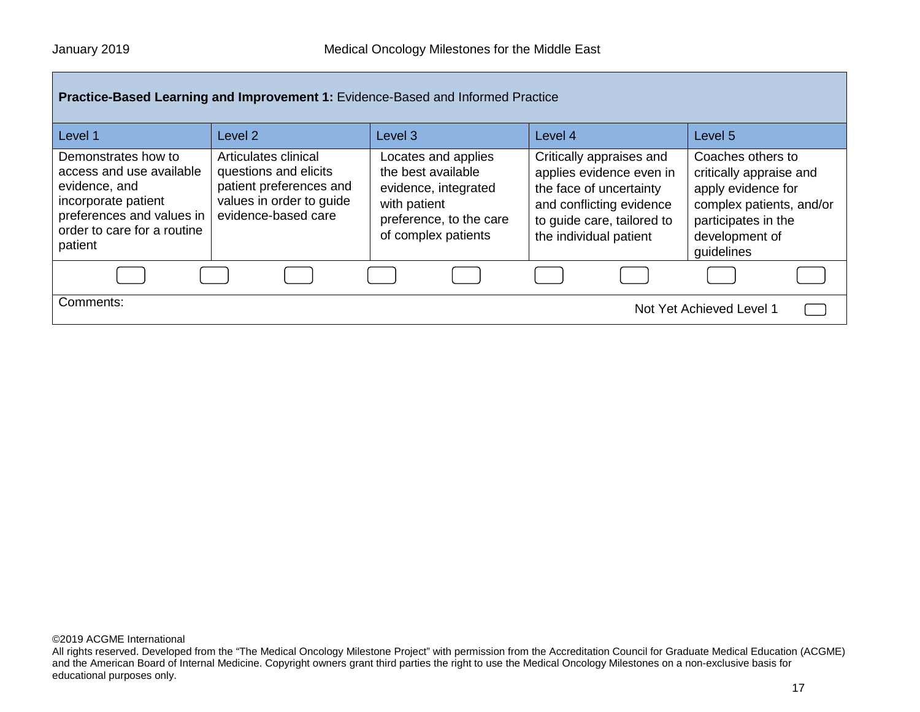**Practice-Based Learning and Improvement 1:** Evidence-Based and Informed Practice

| Level 1 | Level 2 | Level 3 | Level 4 | Level 5 |
|---|---|---|---|---|
| Demonstrates how to access and use available evidence, and incorporate patient preferences and values in order to care for a routine patient | Articulates clinical questions and elicits patient preferences and values in order to guide evidence-based care | Locates and applies the best available evidence, integrated with patient preference, to the care of complex patients | Critically appraises and applies evidence even in the face of uncertainty and conflicting evidence to guide care, tailored to the individual patient | Coaches others to critically appraise and apply evidence for complex patients, and/or participates in the development of guidelines |

Comments:

Not Yet Achieved Level 1

©2019 ACGME International
All rights reserved. Developed from the "The Medical Oncology Milestone Project" with permission from the Accreditation Council for Graduate Medical Education (ACGME) and the American Board of Internal Medicine. Copyright owners grant third parties the right to use the Medical Oncology Milestones on a non-exclusive basis for educational purposes only.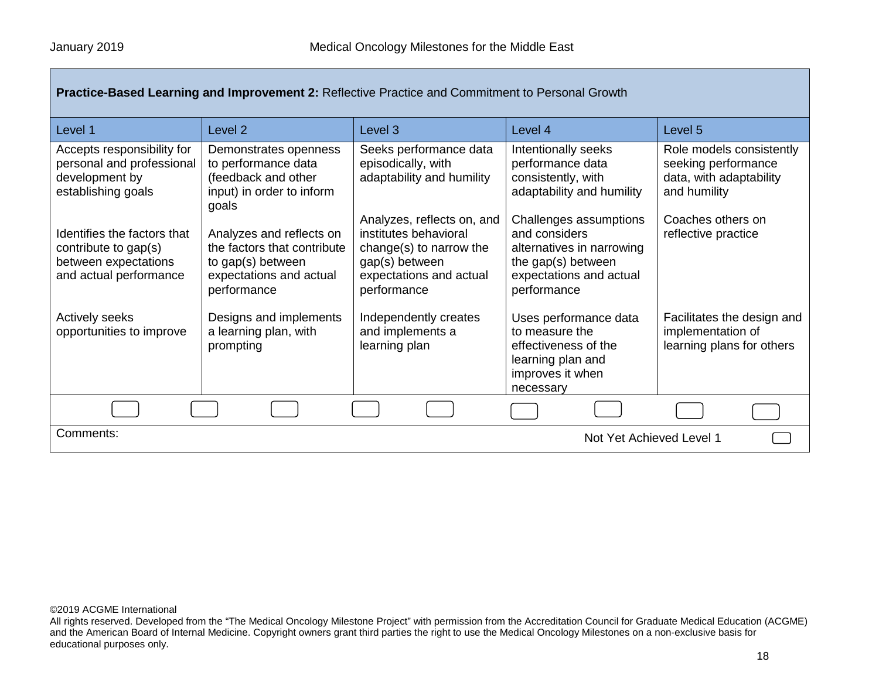**Practice-Based Learning and Improvement 2:** Reflective Practice and Commitment to Personal Growth

| Level 1 | Level 2 | Level 3 | Level 4 | Level 5 |
|---|---|---|---|---|
| Accepts responsibility for personal and professional development by establishing goals | Demonstrates openness to performance data (feedback and other input) in order to inform goals | Seeks performance data episodically, with adaptability and humility | Intentionally seeks performance data consistently, with adaptability and humility | Role models consistently seeking performance data, with adaptability and humility |
| Identifies the factors that contribute to gap(s) between expectations and actual performance | Analyzes and reflects on the factors that contribute to gap(s) between expectations and actual performance | Analyzes, reflects on, and institutes behavioral change(s) to narrow the gap(s) between expectations and actual performance | Challenges assumptions and considers alternatives in narrowing the gap(s) between expectations and actual performance | Coaches others on reflective practice |
| Actively seeks opportunities to improve | Designs and implements a learning plan, with prompting | Independently creates and implements a learning plan | Uses performance data to measure the effectiveness of the learning plan and improves it when necessary | Facilitates the design and implementation of learning plans for others |

Comments:

Not Yet Achieved Level 1

©2019 ACGME International
All rights reserved. Developed from the "The Medical Oncology Milestone Project" with permission from the Accreditation Council for Graduate Medical Education (ACGME) and the American Board of Internal Medicine. Copyright owners grant third parties the right to use the Medical Oncology Milestones on a non-exclusive basis for educational purposes only.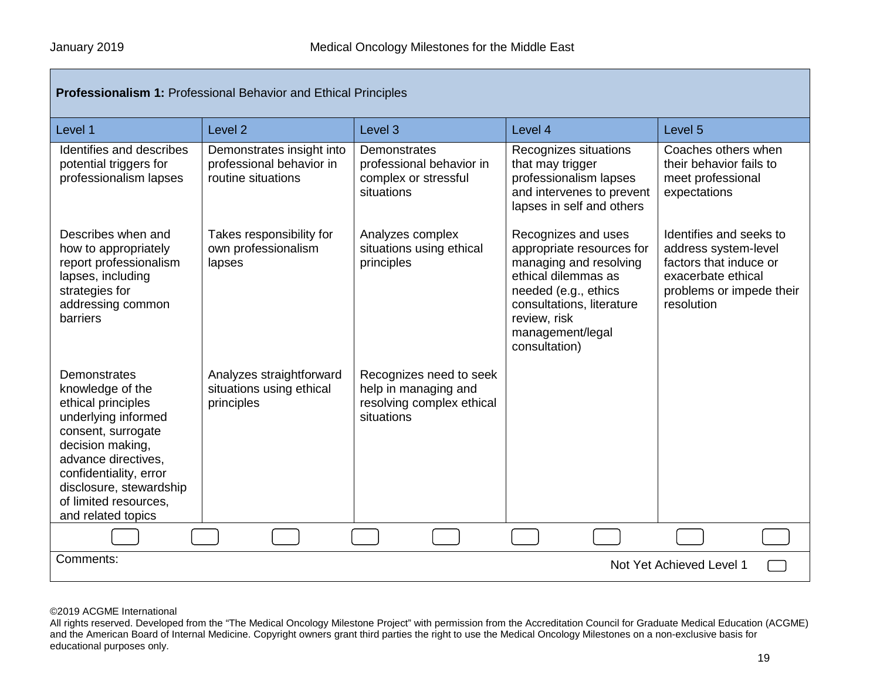| **Professionalism 1:** Professional Behavior and Ethical Principles | | | | |
|---|---|---|---|---|
| Level 1 | Level 2 | Level 3 | Level 4 | Level 5 |
| Identifies and describes potential triggers for professionalism lapses | Demonstrates insight into professional behavior in routine situations | Demonstrates professional behavior in complex or stressful situations | Recognizes situations that may trigger professionalism lapses and intervenes to prevent lapses in self and others | Coaches others when their behavior fails to meet professional expectations |
| Describes when and how to appropriately report professionalism lapses, including strategies for addressing common barriers | Takes responsibility for own professionalism lapses | Analyzes complex situations using ethical principles | Recognizes and uses appropriate resources for managing and resolving ethical dilemmas as needed (e.g., ethics consultations, literature review, risk management/legal consultation) | Identifies and seeks to address system-level factors that induce or exacerbate ethical problems or impede their resolution |
| Demonstrates knowledge of the ethical principles underlying informed consent, surrogate decision making, advance directives, confidentiality, error disclosure, stewardship of limited resources, and related topics | Analyzes straightforward situations using ethical principles | Recognizes need to seek help in managing and resolving complex ethical situations | | |

Comments:

Not Yet Achieved Level 1

©2019 ACGME International
All rights reserved. Developed from the "The Medical Oncology Milestone Project" with permission from the Accreditation Council for Graduate Medical Education (ACGME) and the American Board of Internal Medicine. Copyright owners grant third parties the right to use the Medical Oncology Milestones on a non-exclusive basis for educational purposes only.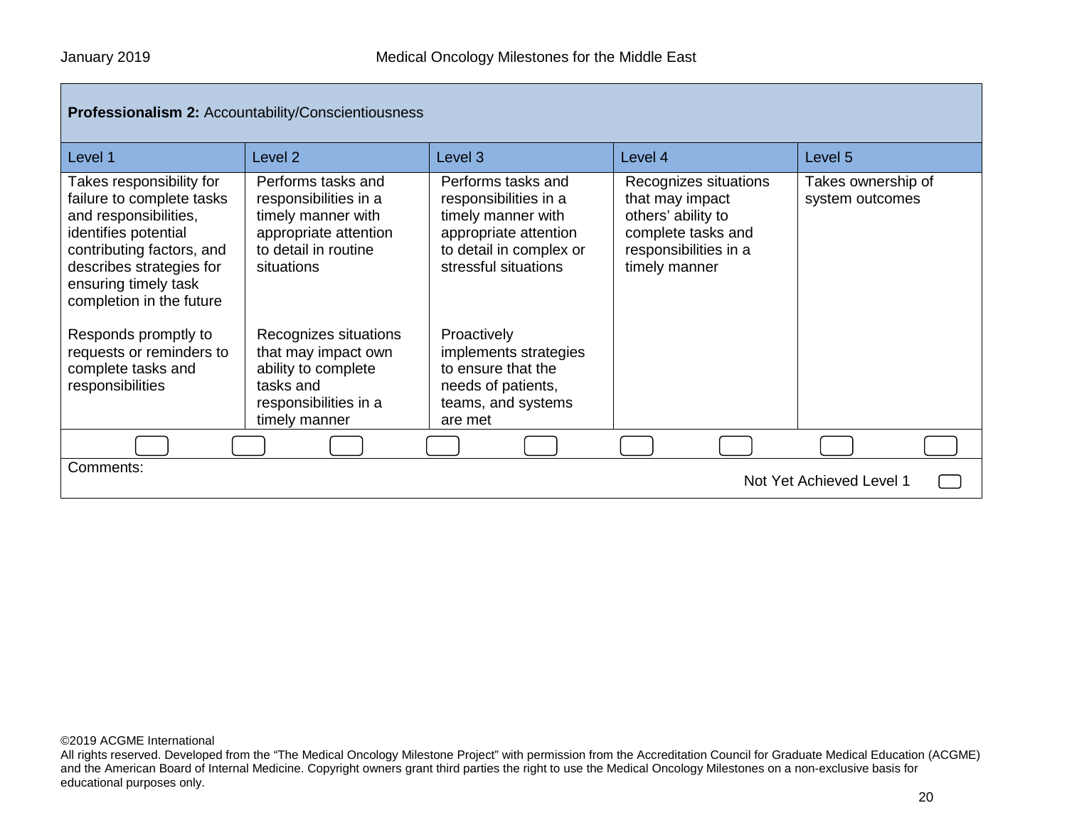| **Professionalism 2:** Accountability/Conscientiousness | | | | |
|---|---|---|---|---|
| Level 1 | Level 2 | Level 3 | Level 4 | Level 5 |
| Takes responsibility for failure to complete tasks and responsibilities, identifies potential contributing factors, and describes strategies for ensuring timely task completion in the future<br><br>Responds promptly to requests or reminders to complete tasks and responsibilities | Performs tasks and responsibilities in a timely manner with appropriate attention to detail in routine situations<br><br>Recognizes situations that may impact own ability to complete tasks and responsibilities in a timely manner | Performs tasks and responsibilities in a timely manner with appropriate attention to detail in complex or stressful situations<br><br>Proactively implements strategies to ensure that the needs of patients, teams, and systems are met | Recognizes situations that may impact others' ability to complete tasks and responsibilities in a timely manner | Takes ownership of system outcomes |

Comments:

Not Yet Achieved Level 1

©2019 ACGME International
All rights reserved. Developed from the "The Medical Oncology Milestone Project" with permission from the Accreditation Council for Graduate Medical Education (ACGME) and the American Board of Internal Medicine. Copyright owners grant third parties the right to use the Medical Oncology Milestones on a non-exclusive basis for educational purposes only.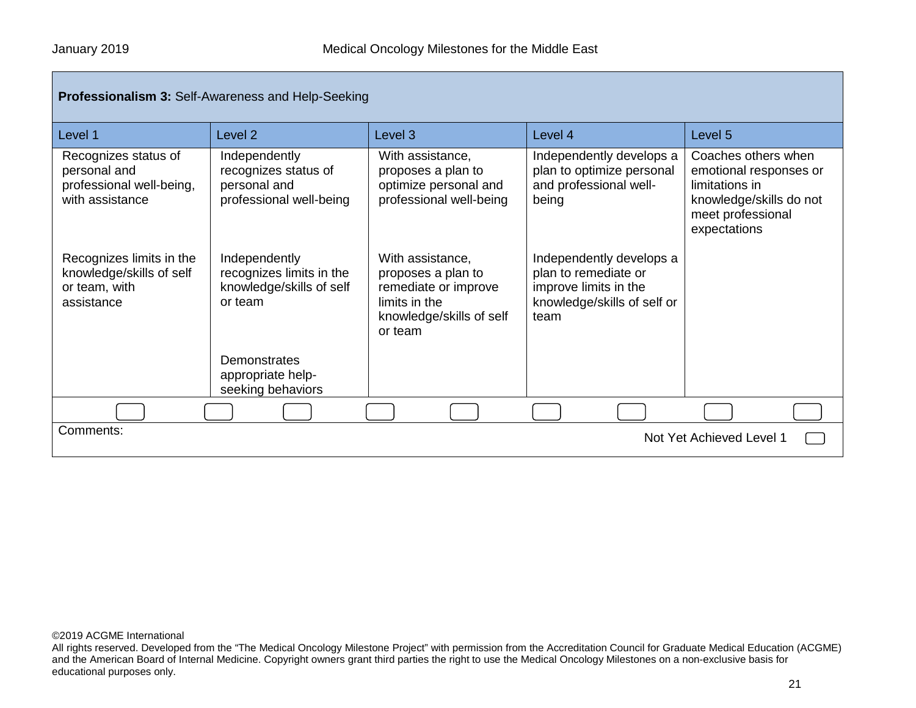| **Professionalism 3:** Self-Awareness and Help-Seeking | | | | |
|---|---|---|---|---|
| Level 1 | Level 2 | Level 3 | Level 4 | Level 5 |
| Recognizes status of personal and professional well-being, with assistance | Independently recognizes status of personal and professional well-being | With assistance, proposes a plan to optimize personal and professional well-being | Independently develops a plan to optimize personal and professional well-being | Coaches others when emotional responses or limitations in knowledge/skills do not meet professional expectations |
| Recognizes limits in the knowledge/skills of self or team, with assistance | Independently recognizes limits in the knowledge/skills of self or team | With assistance, proposes a plan to remediate or improve limits in the knowledge/skills of self or team | Independently develops a plan to remediate or improve limits in the knowledge/skills of self or team | |
| | Demonstrates appropriate help-seeking behaviors | | | |

Comments:

Not Yet Achieved Level 1

©2019 ACGME International
All rights reserved. Developed from the "The Medical Oncology Milestone Project" with permission from the Accreditation Council for Graduate Medical Education (ACGME) and the American Board of Internal Medicine. Copyright owners grant third parties the right to use the Medical Oncology Milestones on a non-exclusive basis for educational purposes only.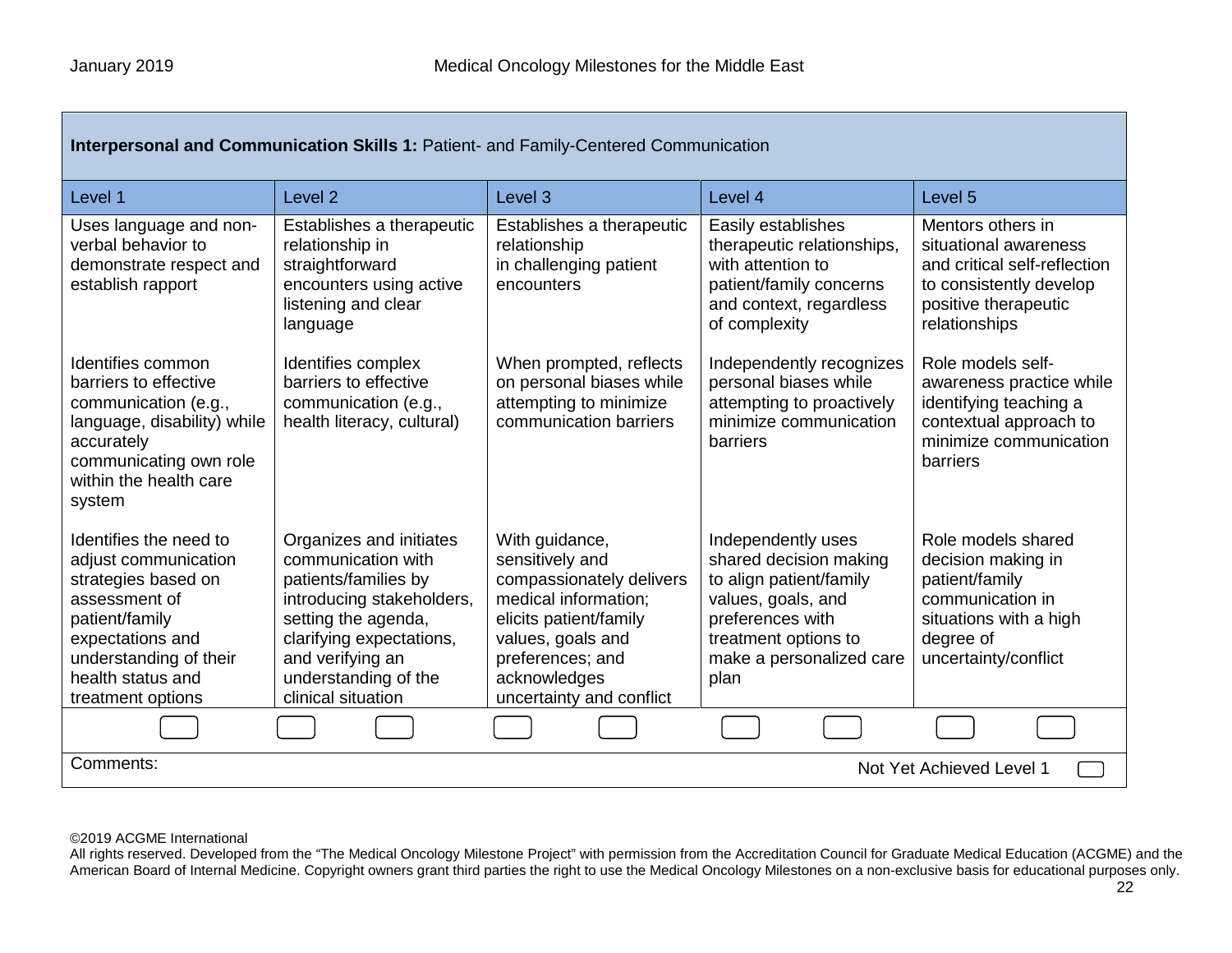| **Interpersonal and Communication Skills 1:** Patient- and Family-Centered Communication | | | | |
|---|---|---|---|---|
| Level 1 | Level 2 | Level 3 | Level 4 | Level 5 |
| Uses language and non-verbal behavior to demonstrate respect and establish rapport | Establishes a therapeutic relationship in straightforward encounters using active listening and clear language | Establishes a therapeutic relationship in challenging patient encounters | Easily establishes therapeutic relationships, with attention to patient/family concerns and context, regardless of complexity | Mentors others in situational awareness and critical self-reflection to consistently develop positive therapeutic relationships |
| Identifies common barriers to effective communication (e.g., language, disability) while accurately communicating own role within the health care system | Identifies complex barriers to effective communication (e.g., health literacy, cultural) | When prompted, reflects on personal biases while attempting to minimize communication barriers | Independently recognizes personal biases while attempting to proactively minimize communication barriers | Role models self-awareness practice while identifying teaching a contextual approach to minimize communication barriers |
| Identifies the need to adjust communication strategies based on assessment of patient/family expectations and understanding of their health status and treatment options | Organizes and initiates communication with patients/families by introducing stakeholders, setting the agenda, clarifying expectations, and verifying an understanding of the clinical situation | With guidance, sensitively and compassionately delivers medical information; elicits patient/family values, goals and preferences; and acknowledges uncertainty and conflict | Independently uses shared decision making to align patient/family values, goals, and preferences with treatment options to make a personalized care plan | Role models shared decision making in patient/family communication in situations with a high degree of uncertainty/conflict |

Comments:

Not Yet Achieved Level 1

©2019 ACGME International
All rights reserved. Developed from the "The Medical Oncology Milestone Project" with permission from the Accreditation Council for Graduate Medical Education (ACGME) and the American Board of Internal Medicine. Copyright owners grant third parties the right to use the Medical Oncology Milestones on a non-exclusive basis for educational purposes only.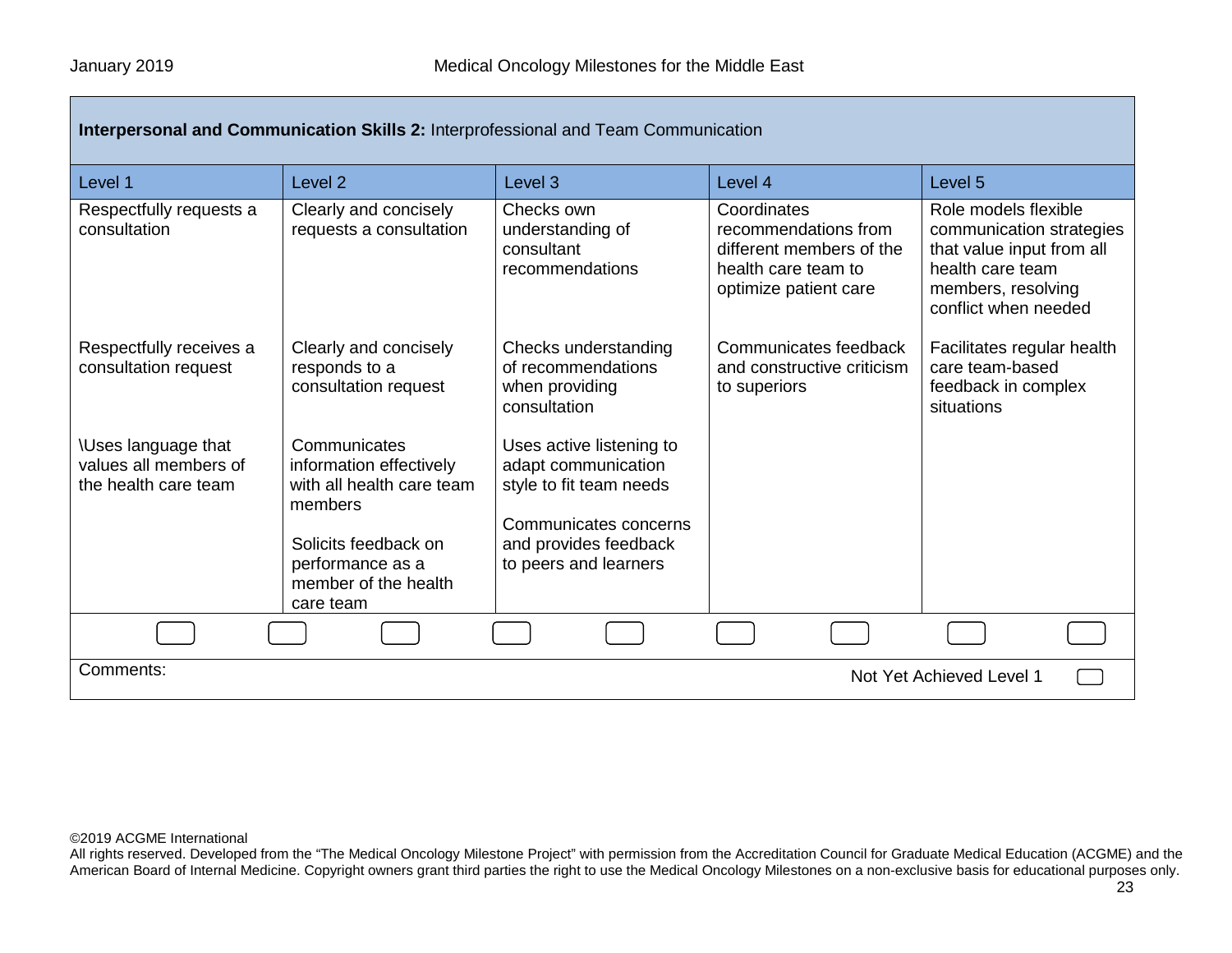| **Interpersonal and Communication Skills 2:** Interprofessional and Team Communication | | | | |
|---|---|---|---|---|
| Level 1 | Level 2 | Level 3 | Level 4 | Level 5 |
| Respectfully requests a consultation | Clearly and concisely requests a consultation | Checks own understanding of consultant recommendations | Coordinates recommendations from different members of the health care team to optimize patient care | Role models flexible communication strategies that value input from all health care team members, resolving conflict when needed |
| Respectfully receives a consultation request | Clearly and concisely responds to a consultation request | Checks understanding of recommendations when providing consultation | Communicates feedback and constructive criticism to superiors | Facilitates regular health care team-based feedback in complex situations |
| \Uses language that values all members of the health care team | Communicates information effectively with all health care team members<br><br>Solicits feedback on performance as a member of the health care team | Uses active listening to adapt communication style to fit team needs<br><br>Communicates concerns and provides feedback to peers and learners | | |

Comments:

Not Yet Achieved Level 1

©2019 ACGME International
All rights reserved. Developed from the "The Medical Oncology Milestone Project" with permission from the Accreditation Council for Graduate Medical Education (ACGME) and the American Board of Internal Medicine. Copyright owners grant third parties the right to use the Medical Oncology Milestones on a non-exclusive basis for educational purposes only.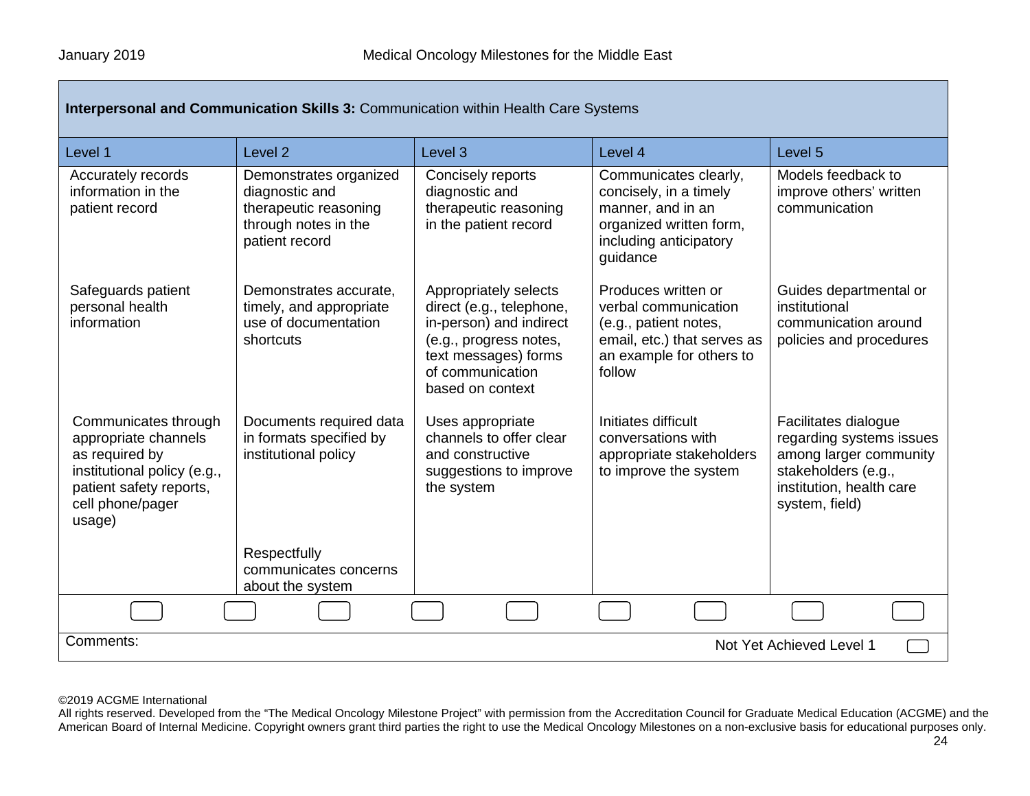| **Interpersonal and Communication Skills 3:** Communication within Health Care Systems | | | | |
|---|---|---|---|---|
| Level 1 | Level 2 | Level 3 | Level 4 | Level 5 |
| Accurately records information in the patient record | Demonstrates organized diagnostic and therapeutic reasoning through notes in the patient record | Concisely reports diagnostic and therapeutic reasoning in the patient record | Communicates clearly, concisely, in a timely manner, and in an organized written form, including anticipatory guidance | Models feedback to improve others' written communication |
| Safeguards patient personal health information | Demonstrates accurate, timely, and appropriate use of documentation shortcuts | Appropriately selects direct (e.g., telephone, in-person) and indirect (e.g., progress notes, text messages) forms of communication based on context | Produces written or verbal communication (e.g., patient notes, email, etc.) that serves as an example for others to follow | Guides departmental or institutional communication around policies and procedures |
| Communicates through appropriate channels as required by institutional policy (e.g., patient safety reports, cell phone/pager usage) | Documents required data in formats specified by institutional policy | Uses appropriate channels to offer clear and constructive suggestions to improve the system | Initiates difficult conversations with appropriate stakeholders to improve the system | Facilitates dialogue regarding systems issues among larger community stakeholders (e.g., institution, health care system, field) |
| | Respectfully communicates concerns about the system | | | |

Comments:

Not Yet Achieved Level 1

©2019 ACGME International
All rights reserved. Developed from the "The Medical Oncology Milestone Project" with permission from the Accreditation Council for Graduate Medical Education (ACGME) and the American Board of Internal Medicine. Copyright owners grant third parties the right to use the Medical Oncology Milestones on a non-exclusive basis for educational purposes only.